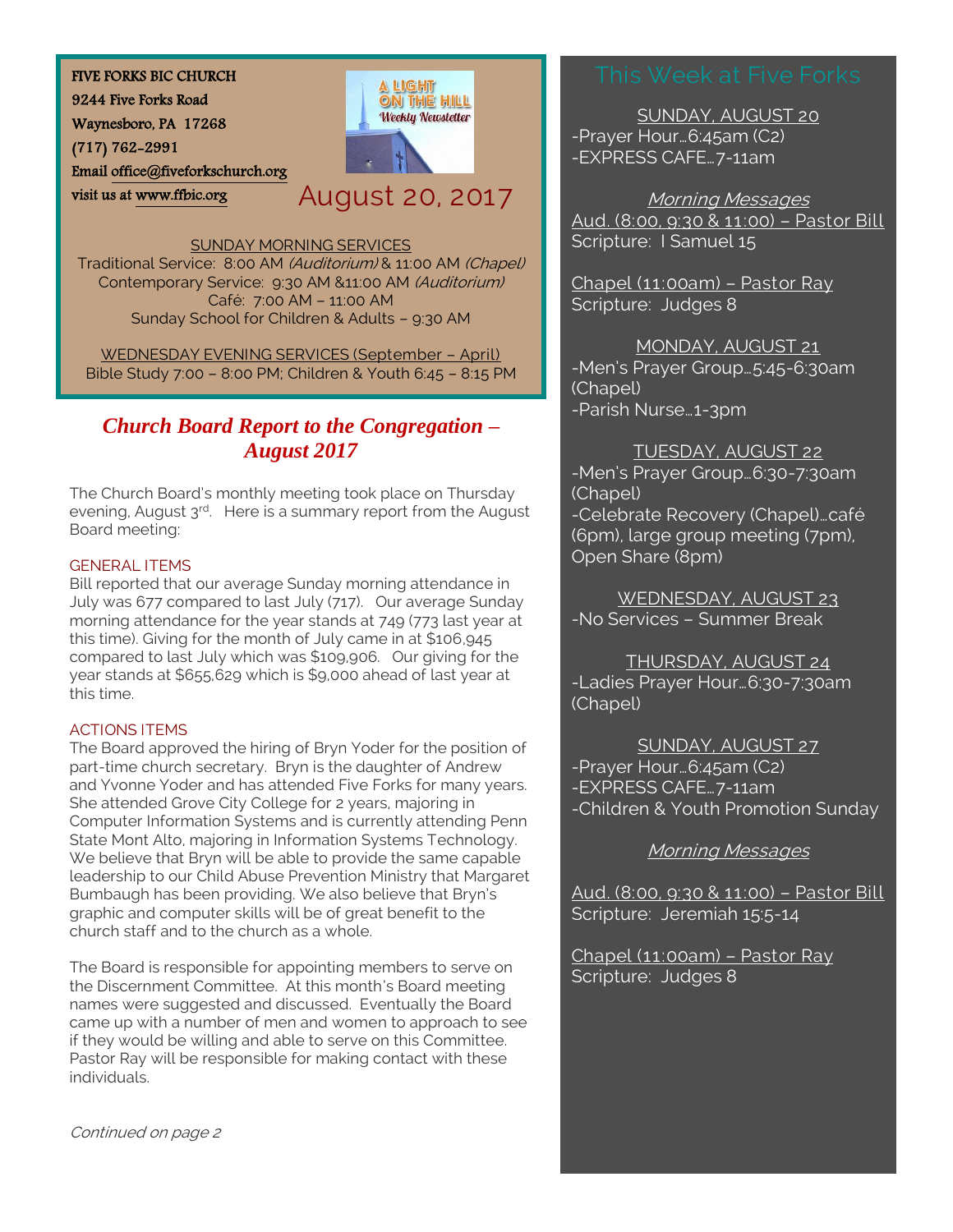FIVE FORKS BIC CHURCH
9244 Five Forks Road
Waynesboro, PA 17268
(717) 762-2991
Email office@fiveforkschurch.org
visit us at www.ffbic.org

A LIGHT ON THE HILL
Weekly Newsletter

August 20, 2017

SUNDAY MORNING SERVICES
Traditional Service: 8:00 AM *(Auditorium)* & 11:00 AM *(Chapel)*
Contemporary Service: 9:30 AM &11:00 AM *(Auditorium)*
Café: 7:00 AM – 11:00 AM
Sunday School for Children & Adults – 9:30 AM

WEDNESDAY EVENING SERVICES (September – April)
Bible Study 7:00 – 8:00 PM; Children & Youth 6:45 – 8:15 PM

## *Church Board Report to the Congregation – August 2017*

The Church Board's monthly meeting took place on Thursday evening, August 3rd. Here is a summary report from the August Board meeting:

### GENERAL ITEMS

Bill reported that our average Sunday morning attendance in July was 677 compared to last July (717). Our average Sunday morning attendance for the year stands at 749 (773 last year at this time). Giving for the month of July came in at $106,945 compared to last July which was $109,906. Our giving for the year stands at $655,629 which is $9,000 ahead of last year at this time.

### ACTIONS ITEMS

The Board approved the hiring of Bryn Yoder for the position of part-time church secretary. Bryn is the daughter of Andrew and Yvonne Yoder and has attended Five Forks for many years. She attended Grove City College for 2 years, majoring in Computer Information Systems and is currently attending Penn State Mont Alto, majoring in Information Systems Technology. We believe that Bryn will be able to provide the same capable leadership to our Child Abuse Prevention Ministry that Margaret Bumbaugh has been providing. We also believe that Bryn's graphic and computer skills will be of great benefit to the church staff and to the church as a whole.

The Board is responsible for appointing members to serve on the Discernment Committee. At this month's Board meeting names were suggested and discussed. Eventually the Board came up with a number of men and women to approach to see if they would be willing and able to serve on this Committee. Pastor Ray will be responsible for making contact with these individuals.

*Continued on page 2*

## This Week at Five Forks

SUNDAY, AUGUST 20
-Prayer Hour…6:45am (C2)
-EXPRESS CAFE…7-11am

*Morning Messages*
Aud. (8:00, 9:30 & 11:00) – Pastor Bill
Scripture: I Samuel 15

Chapel (11:00am) – Pastor Ray
Scripture: Judges 8

MONDAY, AUGUST 21
-Men's Prayer Group…5:45-6:30am (Chapel)
-Parish Nurse…1-3pm

TUESDAY, AUGUST 22
-Men's Prayer Group…6:30-7:30am (Chapel)
-Celebrate Recovery (Chapel)…café (6pm), large group meeting (7pm), Open Share (8pm)

WEDNESDAY, AUGUST 23
-No Services – Summer Break

THURSDAY, AUGUST 24
-Ladies Prayer Hour…6:30-7:30am (Chapel)

SUNDAY, AUGUST 27
-Prayer Hour…6:45am (C2)
-EXPRESS CAFE…7-11am
-Children & Youth Promotion Sunday

*Morning Messages*

Aud. (8:00, 9:30 & 11:00) – Pastor Bill
Scripture: Jeremiah 15:5-14

Chapel (11:00am) – Pastor Ray
Scripture: Judges 8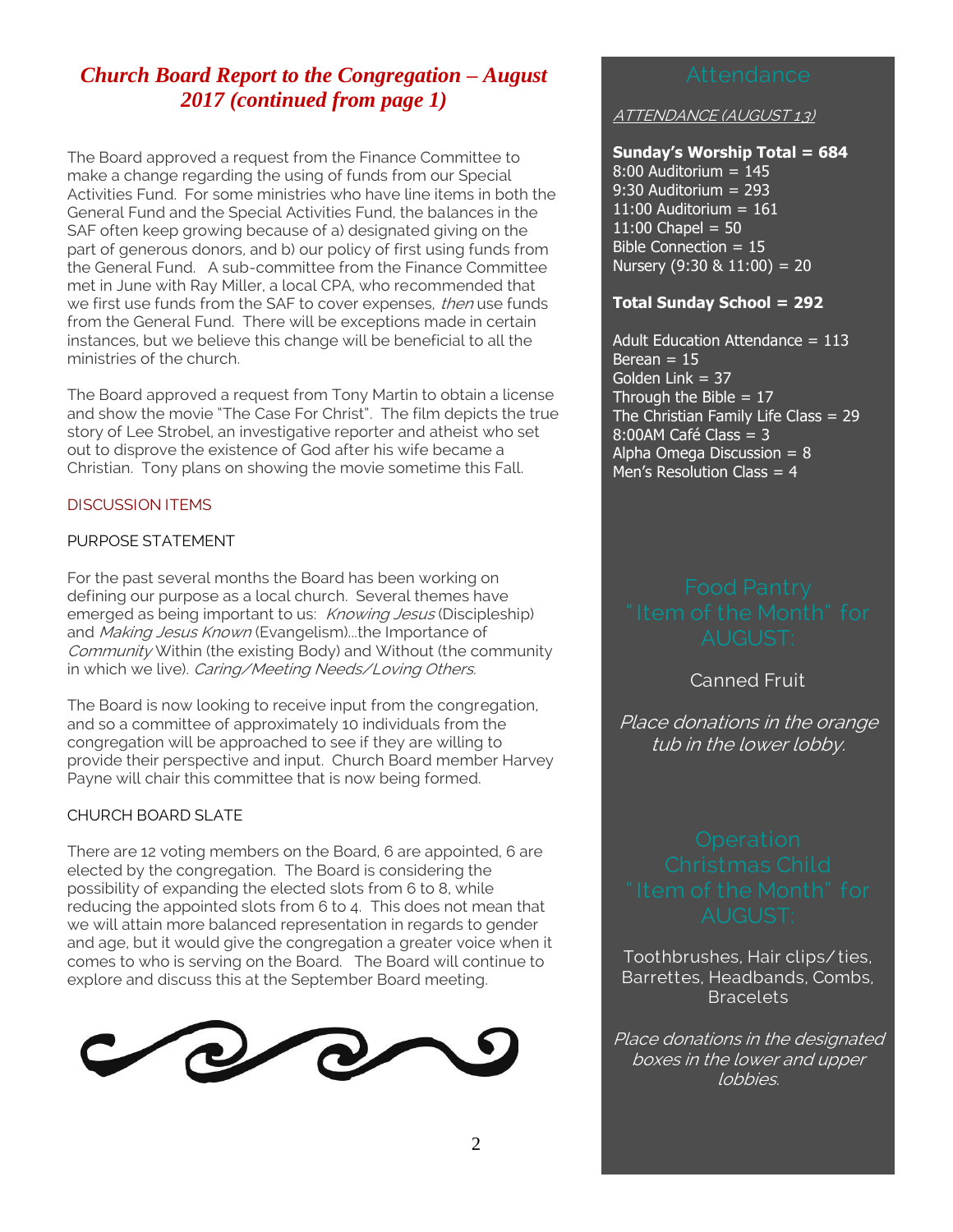## *Church Board Report to the Congregation – August 2017 (continued from page 1)*

The Board approved a request from the Finance Committee to make a change regarding the using of funds from our Special Activities Fund. For some ministries who have line items in both the General Fund and the Special Activities Fund, the balances in the SAF often keep growing because of a) designated giving on the part of generous donors, and b) our policy of first using funds from the General Fund. A sub-committee from the Finance Committee met in June with Ray Miller, a local CPA, who recommended that we first use funds from the SAF to cover expenses, *then* use funds from the General Fund. There will be exceptions made in certain instances, but we believe this change will be beneficial to all the ministries of the church.

The Board approved a request from Tony Martin to obtain a license and show the movie "The Case For Christ". The film depicts the true story of Lee Strobel, an investigative reporter and atheist who set out to disprove the existence of God after his wife became a Christian. Tony plans on showing the movie sometime this Fall.

### DISCUSSION ITEMS

#### PURPOSE STATEMENT

For the past several months the Board has been working on defining our purpose as a local church. Several themes have emerged as being important to us: *Knowing Jesus* (Discipleship) and *Making Jesus Known* (Evangelism)…the Importance of *Community* Within (the existing Body) and Without (the community in which we live). *Caring/Meeting Needs/Loving Others.*

The Board is now looking to receive input from the congregation, and so a committee of approximately 10 individuals from the congregation will be approached to see if they are willing to provide their perspective and input. Church Board member Harvey Payne will chair this committee that is now being formed.

#### CHURCH BOARD SLATE

There are 12 voting members on the Board, 6 are appointed, 6 are elected by the congregation. The Board is considering the possibility of expanding the elected slots from 6 to 8, while reducing the appointed slots from 6 to 4. This does not mean that we will attain more balanced representation in regards to gender and age, but it would give the congregation a greater voice when it comes to who is serving on the Board. The Board will continue to explore and discuss this at the September Board meeting.

## Attendance

ATTENDANCE (AUGUST 13)

**Sunday's Worship Total = 684**
8:00 Auditorium = 145
9:30 Auditorium = 293
11:00 Auditorium = 161
11:00 Chapel = 50
Bible Connection = 15
Nursery (9:30 & 11:00) = 20

**Total Sunday School = 292**

Adult Education Attendance = 113
Berean = 15
Golden Link = 37
Through the Bible = 17
The Christian Family Life Class = 29
8:00AM Café Class = 3
Alpha Omega Discussion = 8
Men's Resolution Class = 4

## Food Pantry "Item of the Month" for AUGUST:

Canned Fruit

*Place donations in the orange tub in the lower lobby.*

## Operation Christmas Child "Item of the Month" for AUGUST:

Toothbrushes, Hair clips/ties, Barrettes, Headbands, Combs, Bracelets

*Place donations in the designated boxes in the lower and upper lobbies.*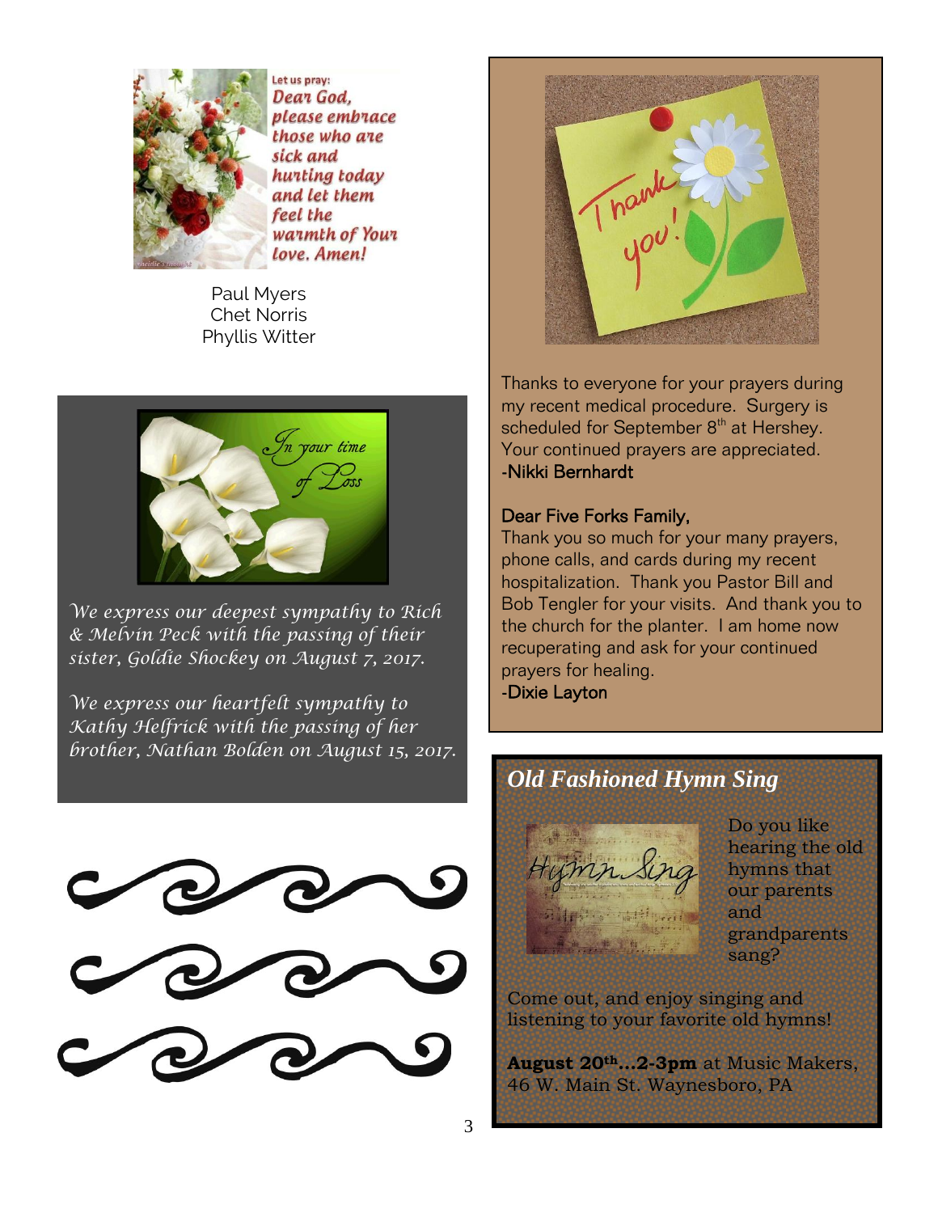Let us pray:
Dear God, please embrace those who are sick and hurting today and let them feel the warmth of Your love. Amen!

Paul Myers
Chet Norris
Phyllis Witter

*In your time of Loss*

*We express our deepest sympathy to Rich & Melvin Peck with the passing of their sister, Goldie Shockey on August 7, 2017.*

*We express our heartfelt sympathy to Kathy Helfrick with the passing of her brother, Nathan Bolden on August 15, 2017.*

Thank you!

Thanks to everyone for your prayers during my recent medical procedure. Surgery is scheduled for September 8th at Hershey. Your continued prayers are appreciated.
-Nikki Bernhardt

Dear Five Forks Family,
Thank you so much for your many prayers, phone calls, and cards during my recent hospitalization. Thank you Pastor Bill and Bob Tengler for your visits. And thank you to the church for the planter. I am home now recuperating and ask for your continued prayers for healing.
-Dixie Layton

## *Old Fashioned Hymn Sing*

Hymn Sing

Do you like hearing the old hymns that our parents and grandparents sang?

Come out, and enjoy singing and listening to your favorite old hymns!

**August 20th…2-3pm** at Music Makers, 46 W. Main St. Waynesboro, PA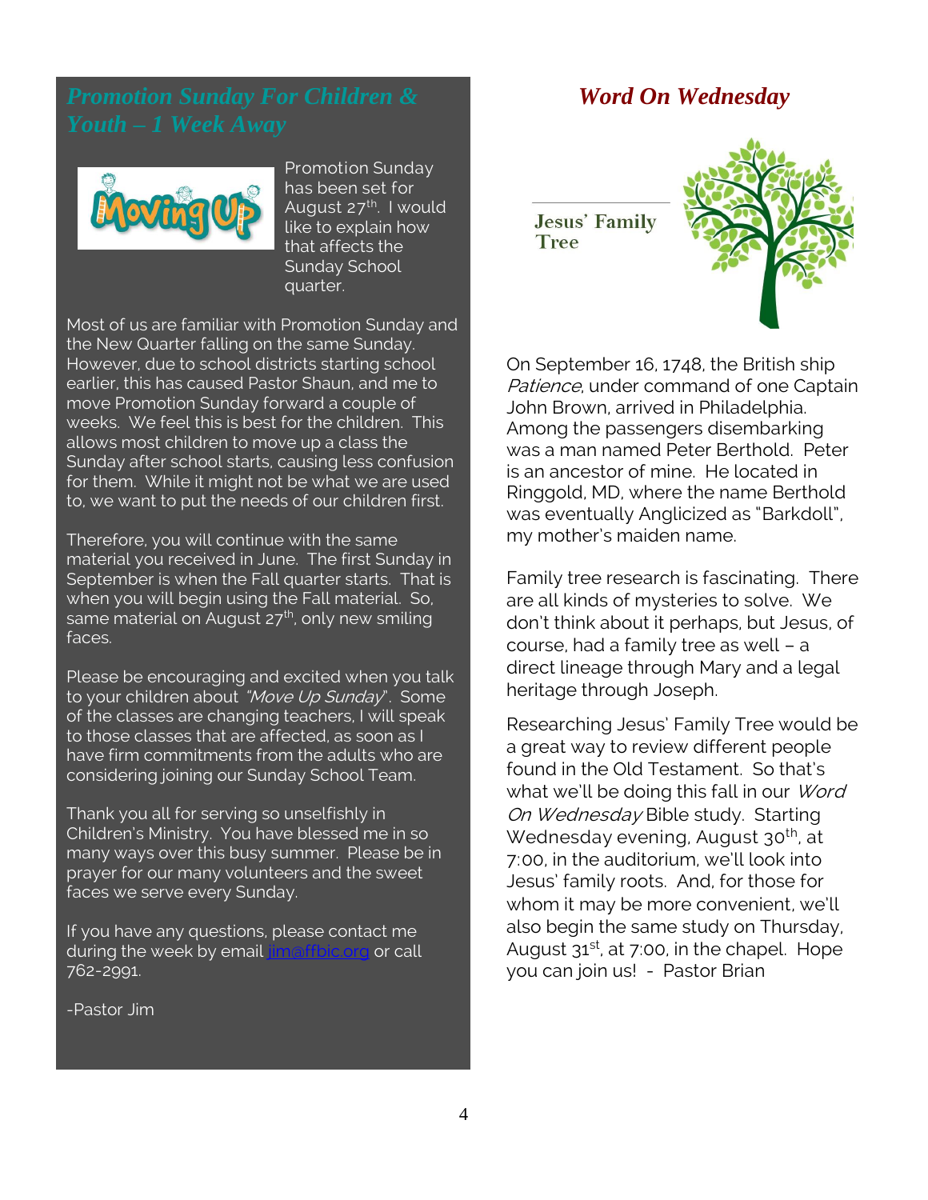## *Promotion Sunday For Children & Youth – 1 Week Away*

Moving Up

Promotion Sunday has been set for August 27th. I would like to explain how that affects the Sunday School quarter.

Most of us are familiar with Promotion Sunday and the New Quarter falling on the same Sunday. However, due to school districts starting school earlier, this has caused Pastor Shaun, and me to move Promotion Sunday forward a couple of weeks. We feel this is best for the children. This allows most children to move up a class the Sunday after school starts, causing less confusion for them. While it might not be what we are used to, we want to put the needs of our children first.

Therefore, you will continue with the same material you received in June. The first Sunday in September is when the Fall quarter starts. That is when you will begin using the Fall material. So, same material on August 27th, only new smiling faces.

Please be encouraging and excited when you talk to your children about *"Move Up Sunday*". Some of the classes are changing teachers, I will speak to those classes that are affected, as soon as I have firm commitments from the adults who are considering joining our Sunday School Team.

Thank you all for serving so unselfishly in Children's Ministry. You have blessed me in so many ways over this busy summer. Please be in prayer for our many volunteers and the sweet faces we serve every Sunday.

If you have any questions, please contact me during the week by email jim@ffbic.org or call 762-2991.

-Pastor Jim

## *Word On Wednesday*

**Jesus' Family Tree**

On September 16, 1748, the British ship *Patience*, under command of one Captain John Brown, arrived in Philadelphia. Among the passengers disembarking was a man named Peter Berthold. Peter is an ancestor of mine. He located in Ringgold, MD, where the name Berthold was eventually Anglicized as "Barkdoll", my mother's maiden name.

Family tree research is fascinating. There are all kinds of mysteries to solve. We don't think about it perhaps, but Jesus, of course, had a family tree as well – a direct lineage through Mary and a legal heritage through Joseph.

Researching Jesus' Family Tree would be a great way to review different people found in the Old Testament. So that's what we'll be doing this fall in our *Word On Wednesday* Bible study. Starting Wednesday evening, August 30th, at 7:00, in the auditorium, we'll look into Jesus' family roots. And, for those for whom it may be more convenient, we'll also begin the same study on Thursday, August 31st, at 7:00, in the chapel. Hope you can join us! - Pastor Brian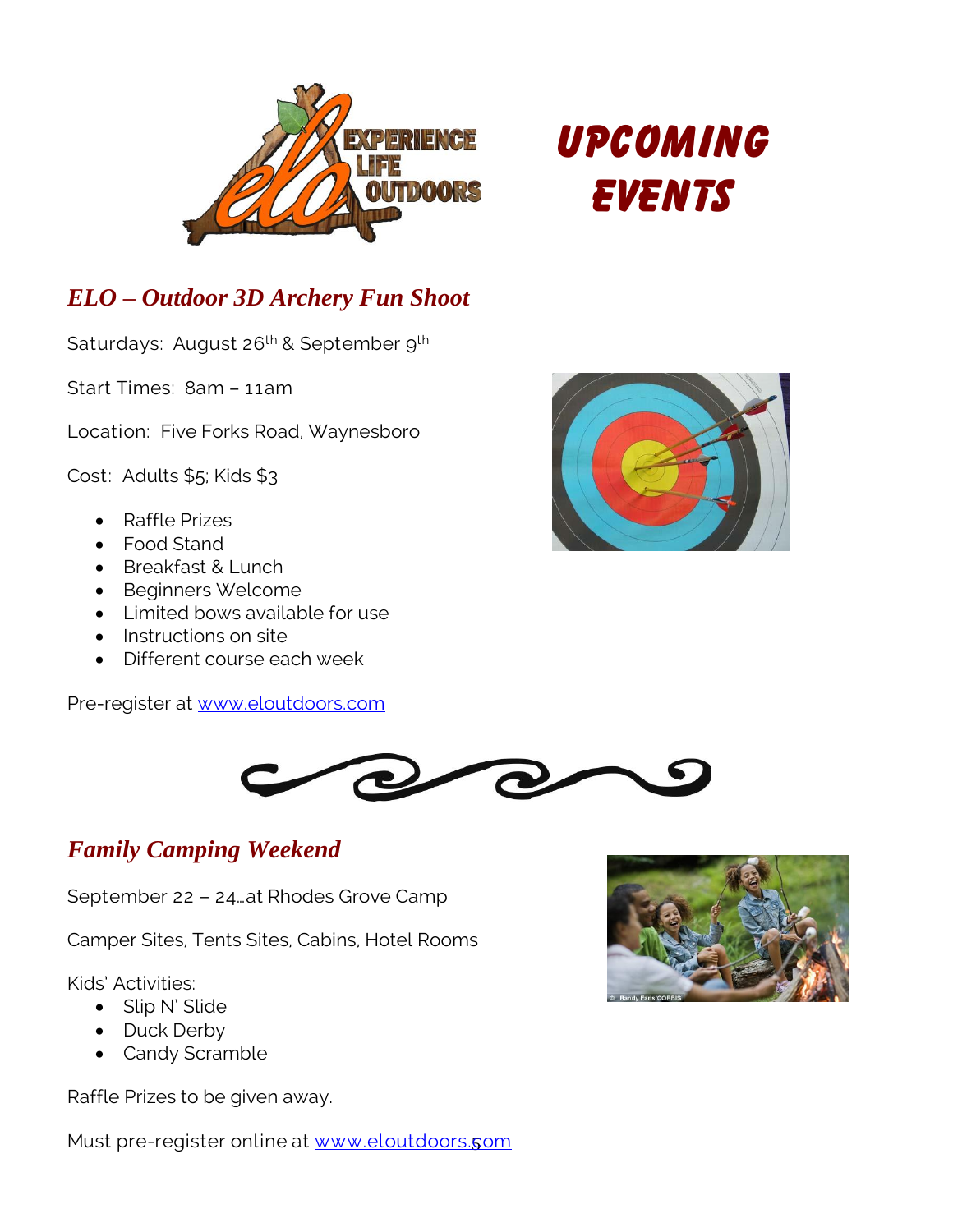# UPCOMING EVENTS

## *ELO – Outdoor 3D Archery Fun Shoot*

Saturdays: August 26th & September 9th

Start Times: 8am – 11am

Location: Five Forks Road, Waynesboro

Cost: Adults $5; Kids $3

- Raffle Prizes
- Food Stand
- Breakfast & Lunch
- Beginners Welcome
- Limited bows available for use
- Instructions on site
- Different course each week

Pre-register at [www.eloutdoors.com](http://www.eloutdoors.com)

## *Family Camping Weekend*

September 22 – 24…at Rhodes Grove Camp

Camper Sites, Tents Sites, Cabins, Hotel Rooms

Kids' Activities:

- Slip N' Slide
- Duck Derby
- Candy Scramble

Raffle Prizes to be given away.

Must pre-register online at [www.eloutdoors.com](http://www.eloutdoors.com)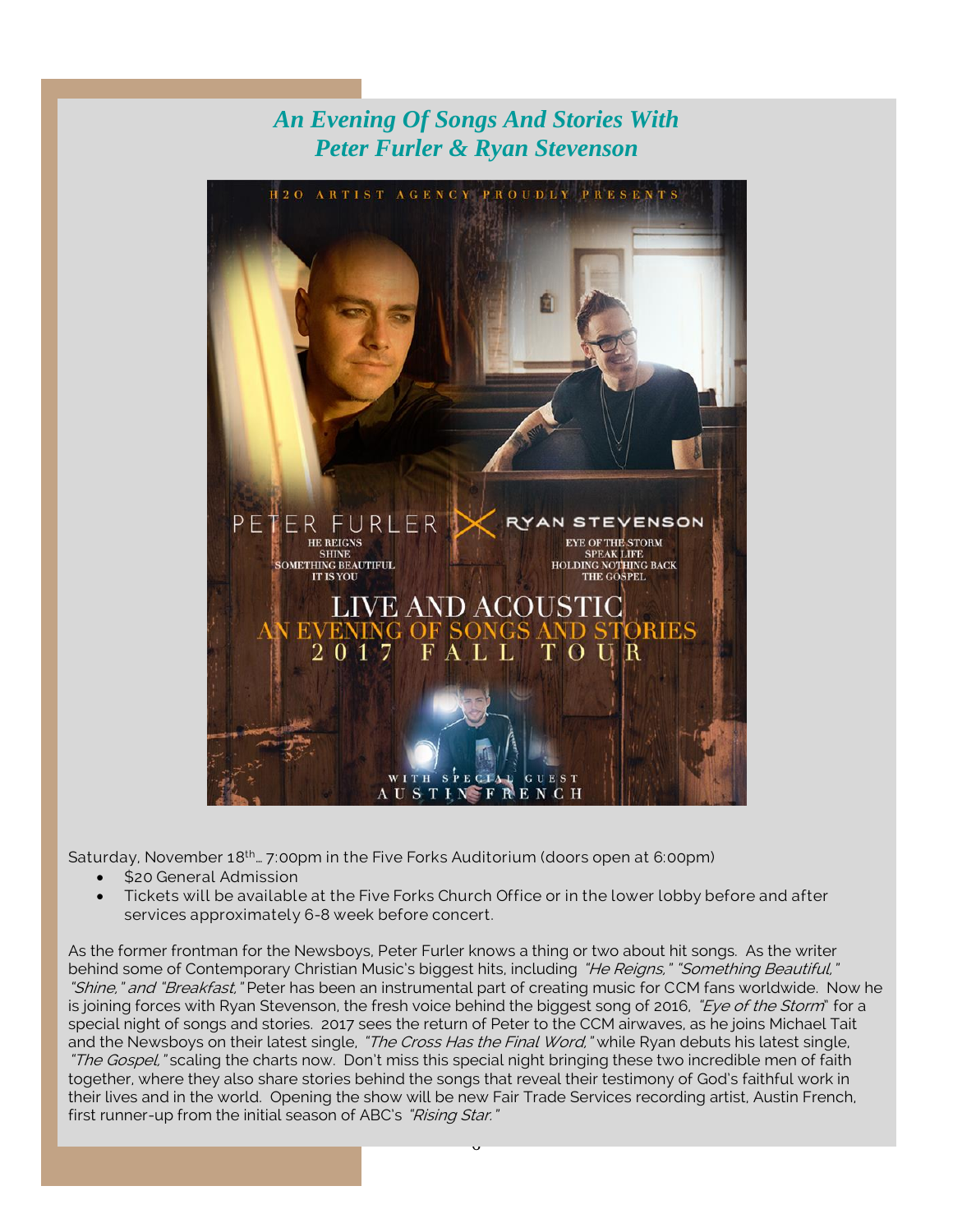## *An Evening Of Songs And Stories With Peter Furler & Ryan Stevenson*

Saturday, November 18th… 7:00pm in the Five Forks Auditorium (doors open at 6:00pm)

- $20 General Admission
- Tickets will be available at the Five Forks Church Office or in the lower lobby before and after services approximately 6-8 week before concert.

As the former frontman for the Newsboys, Peter Furler knows a thing or two about hit songs. As the writer behind some of Contemporary Christian Music's biggest hits, including *"He Reigns," "Something Beautiful," "Shine," and "Breakfast,"* Peter has been an instrumental part of creating music for CCM fans worldwide. Now he is joining forces with Ryan Stevenson, the fresh voice behind the biggest song of 2016, *"Eye of the Storm*" for a special night of songs and stories. 2017 sees the return of Peter to the CCM airwaves, as he joins Michael Tait and the Newsboys on their latest single, *"The Cross Has the Final Word,"* while Ryan debuts his latest single, *"The Gospel,"* scaling the charts now. Don't miss this special night bringing these two incredible men of faith together, where they also share stories behind the songs that reveal their testimony of God's faithful work in their lives and in the world. Opening the show will be new Fair Trade Services recording artist, Austin French, first runner-up from the initial season of ABC's *"Rising Star."*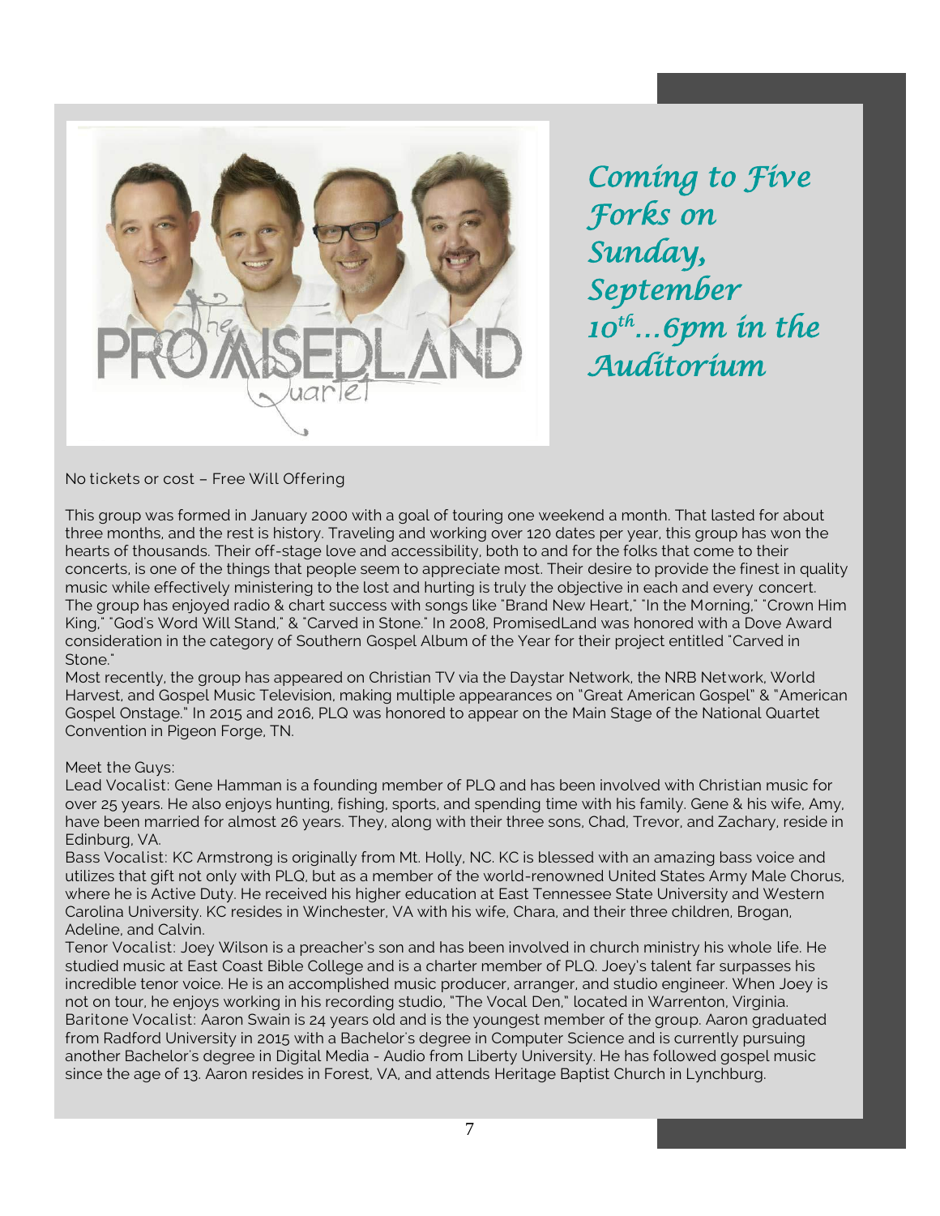## *Coming to Five Forks on Sunday, September 10th…6pm in the Auditorium*

No tickets or cost – Free Will Offering

This group was formed in January 2000 with a goal of touring one weekend a month. That lasted for about three months, and the rest is history. Traveling and working over 120 dates per year, this group has won the hearts of thousands. Their off-stage love and accessibility, both to and for the folks that come to their concerts, is one of the things that people seem to appreciate most. Their desire to provide the finest in quality music while effectively ministering to the lost and hurting is truly the objective in each and every concert. The group has enjoyed radio & chart success with songs like "Brand New Heart," "In the Morning," "Crown Him King," "God's Word Will Stand," & "Carved in Stone." In 2008, PromisedLand was honored with a Dove Award consideration in the category of Southern Gospel Album of the Year for their project entitled "Carved in Stone."

Most recently, the group has appeared on Christian TV via the Daystar Network, the NRB Network, World Harvest, and Gospel Music Television, making multiple appearances on "Great American Gospel" & "American Gospel Onstage." In 2015 and 2016, PLQ was honored to appear on the Main Stage of the National Quartet Convention in Pigeon Forge, TN.

Meet the Guys:

Lead Vocalist: Gene Hamman is a founding member of PLQ and has been involved with Christian music for over 25 years. He also enjoys hunting, fishing, sports, and spending time with his family. Gene & his wife, Amy, have been married for almost 26 years. They, along with their three sons, Chad, Trevor, and Zachary, reside in Edinburg, VA.

Bass Vocalist: KC Armstrong is originally from Mt. Holly, NC. KC is blessed with an amazing bass voice and utilizes that gift not only with PLQ, but as a member of the world-renowned United States Army Male Chorus, where he is Active Duty. He received his higher education at East Tennessee State University and Western Carolina University. KC resides in Winchester, VA with his wife, Chara, and their three children, Brogan, Adeline, and Calvin.

Tenor Vocalist: Joey Wilson is a preacher's son and has been involved in church ministry his whole life. He studied music at East Coast Bible College and is a charter member of PLQ. Joey's talent far surpasses his incredible tenor voice. He is an accomplished music producer, arranger, and studio engineer. When Joey is not on tour, he enjoys working in his recording studio, "The Vocal Den," located in Warrenton, Virginia.

Baritone Vocalist: Aaron Swain is 24 years old and is the youngest member of the group. Aaron graduated from Radford University in 2015 with a Bachelor's degree in Computer Science and is currently pursuing another Bachelor's degree in Digital Media - Audio from Liberty University. He has followed gospel music since the age of 13. Aaron resides in Forest, VA, and attends Heritage Baptist Church in Lynchburg.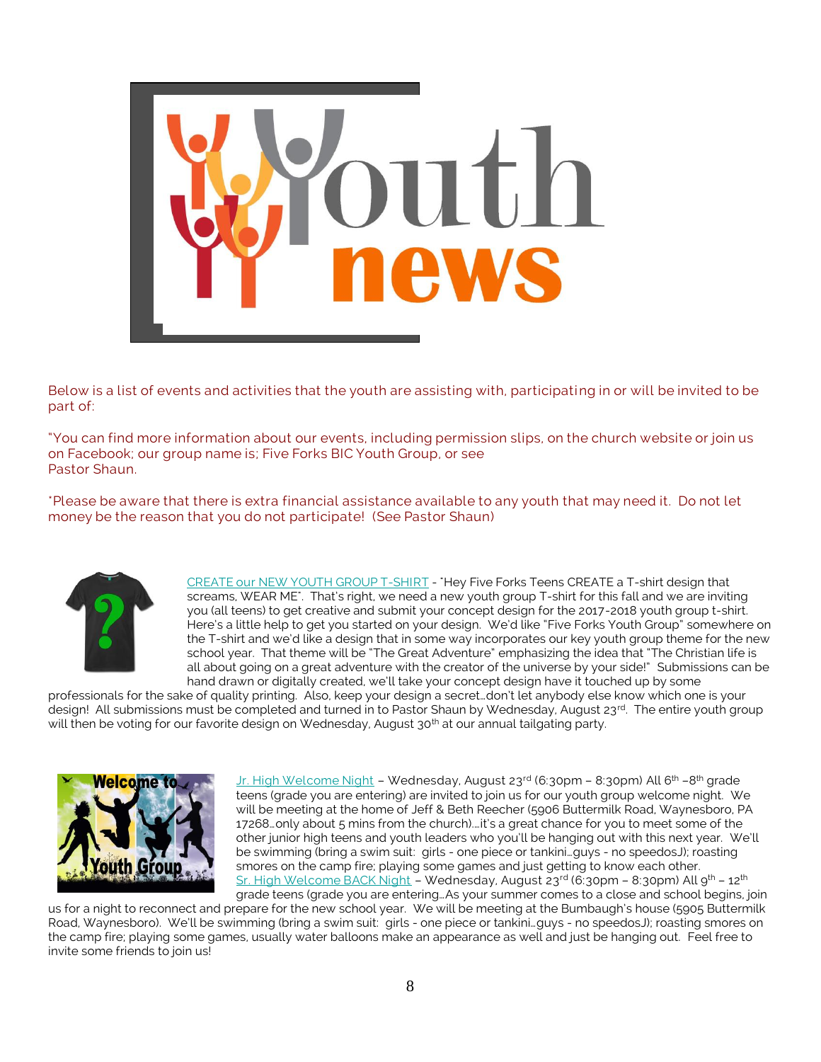# Youth news

Below is a list of events and activities that the youth are assisting with, participating in or will be invited to be part of:

"You can find more information about our events, including permission slips, on the church website or join us on Facebook; our group name is; Five Forks BIC Youth Group, or see Pastor Shaun.

*Please be aware that there is extra financial assistance available to any youth that may need it. Do not let money be the reason that you do not participate! (See Pastor Shaun)

CREATE our NEW YOUTH GROUP T-SHIRT - "Hey Five Forks Teens CREATE a T-shirt design that screams, WEAR ME". That's right, we need a new youth group T-shirt for this fall and we are inviting you (all teens) to get creative and submit your concept design for the 2017-2018 youth group t-shirt. Here's a little help to get you started on your design. We'd like "Five Forks Youth Group" somewhere on the T-shirt and we'd like a design that in some way incorporates our key youth group theme for the new school year. That theme will be "The Great Adventure" emphasizing the idea that "The Christian life is all about going on a great adventure with the creator of the universe by your side!" Submissions can be hand drawn or digitally created, we'll take your concept design have it touched up by some professionals for the sake of quality printing. Also, keep your design a secret…don't let anybody else know which one is your design! All submissions must be completed and turned in to Pastor Shaun by Wednesday, August 23rd. The entire youth group will then be voting for our favorite design on Wednesday, August 30th at our annual tailgating party.

Jr. High Welcome Night – Wednesday, August 23rd (6:30pm – 8:30pm) All 6th –8th grade teens (grade you are entering) are invited to join us for our youth group welcome night. We will be meeting at the home of Jeff & Beth Reecher (5906 Buttermilk Road, Waynesboro, PA 17268…only about 5 mins from the church)….it's a great chance for you to meet some of the other junior high teens and youth leaders who you'll be hanging out with this next year. We'll be swimming (bring a swim suit: girls - one piece or tankini…guys - no speedosJ); roasting smores on the camp fire; playing some games and just getting to know each other.

Sr. High Welcome BACK Night – Wednesday, August 23rd (6:30pm – 8:30pm) All 9th – 12th grade teens (grade you are entering…As your summer comes to a close and school begins, join us for a night to reconnect and prepare for the new school year. We will be meeting at the Bumbaugh's house (5905 Buttermilk Road, Waynesboro). We'll be swimming (bring a swim suit: girls - one piece or tankini…guys - no speedosJ); roasting smores on the camp fire; playing some games, usually water balloons make an appearance as well and just be hanging out. Feel free to invite some friends to join us!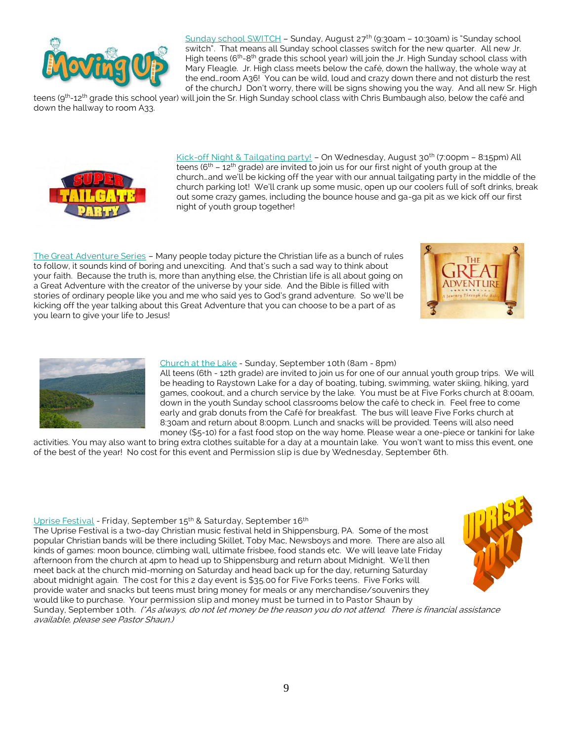Sunday school SWITCH – Sunday, August 27th (9:30am – 10:30am) is "Sunday school switch". That means all Sunday school classes switch for the new quarter. All new Jr. High teens (6th-8th grade this school year) will join the Jr. High Sunday school class with Mary Fleagle. Jr. High class meets below the café, down the hallway, the whole way at the end…room A36! You can be wild, loud and crazy down there and not disturb the rest of the churchJ Don't worry, there will be signs showing you the way. And all new Sr. High teens (9th-12th grade this school year) will join the Sr. High Sunday school class with Chris Bumbaugh also, below the café and down the hallway to room A33.

Kick-off Night & Tailgating party! – On Wednesday, August 30th (7:00pm – 8:15pm) All teens (6th – 12th grade) are invited to join us for our first night of youth group at the church…and we'll be kicking off the year with our annual tailgating party in the middle of the church parking lot! We'll crank up some music, open up our coolers full of soft drinks, break out some crazy games, including the bounce house and ga-ga pit as we kick off our first night of youth group together!

The Great Adventure Series – Many people today picture the Christian life as a bunch of rules to follow, it sounds kind of boring and unexciting. And that's such a sad way to think about your faith. Because the truth is, more than anything else, the Christian life is all about going on a Great Adventure with the creator of the universe by your side. And the Bible is filled with stories of ordinary people like you and me who said yes to God's grand adventure. So we'll be kicking off the year talking about this Great Adventure that you can choose to be a part of as you learn to give your life to Jesus!

Church at the Lake - Sunday, September 10th (8am - 8pm)
All teens (6th - 12th grade) are invited to join us for one of our annual youth group trips. We will be heading to Raystown Lake for a day of boating, tubing, swimming, water skiing, hiking, yard games, cookout, and a church service by the lake. You must be at Five Forks church at 8:00am, down in the youth Sunday school classrooms below the café to check in. Feel free to come early and grab donuts from the Café for breakfast. The bus will leave Five Forks church at 8:30am and return about 8:00pm. Lunch and snacks will be provided. Teens will also need money ($5-10) for a fast food stop on the way home. Please wear a one-piece or tankini for lake activities. You may also want to bring extra clothes suitable for a day at a mountain lake. You won't want to miss this event, one of the best of the year! No cost for this event and Permission slip is due by Wednesday, September 6th.

Uprise Festival - Friday, September 15th & Saturday, September 16th
The Uprise Festival is a two-day Christian music festival held in Shippensburg, PA. Some of the most popular Christian bands will be there including Skillet, Toby Mac, Newsboys and more. There are also all kinds of games: moon bounce, climbing wall, ultimate frisbee, food stands etc. We will leave late Friday afternoon from the church at 4pm to head up to Shippensburg and return about Midnight. We'll then meet back at the church mid-morning on Saturday and head back up for the day, returning Saturday about midnight again. The cost for this 2 day event is $35.00 for Five Forks teens. Five Forks will provide water and snacks but teens must bring money for meals or any merchandise/souvenirs they would like to purchase. Your permission slip and money must be turned in to Pastor Shaun by Sunday, September 10th. *(\*As always, do not let money be the reason you do not attend. There is financial assistance available, please see Pastor Shaun.)*